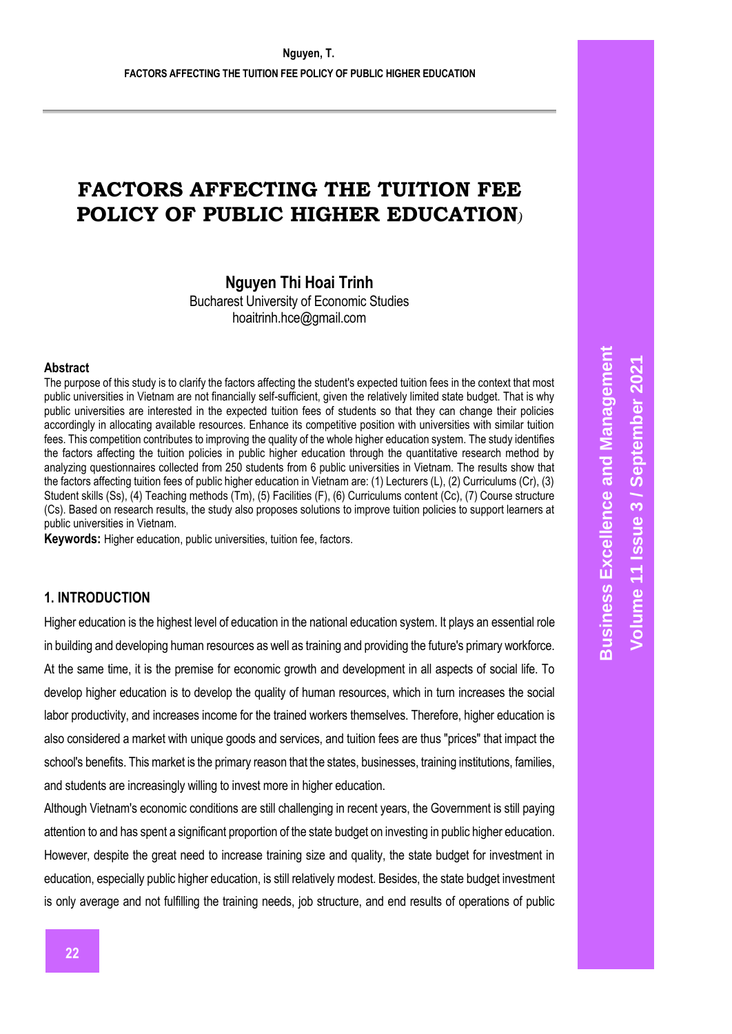# FACTORS AFFECTING THE TUITION FEE POLICY OF PUBLIC HIGHER EDUCATION)

**Nguyen Thi Hoai Trinh**
Bucharest University of Economic Studies
hoaitrinh.hce@gmail.com

**Abstract**

The purpose of this study is to clarify the factors affecting the student's expected tuition fees in the context that most public universities in Vietnam are not financially self-sufficient, given the relatively limited state budget. That is why public universities are interested in the expected tuition fees of students so that they can change their policies accordingly in allocating available resources. Enhance its competitive position with universities with similar tuition fees. This competition contributes to improving the quality of the whole higher education system. The study identifies the factors affecting the tuition policies in public higher education through the quantitative research method by analyzing questionnaires collected from 250 students from 6 public universities in Vietnam. The results show that the factors affecting tuition fees of public higher education in Vietnam are: (1) Lecturers (L), (2) Curriculums (Cr), (3) Student skills (Ss), (4) Teaching methods (Tm), (5) Facilities (F), (6) Curriculums content (Cc), (7) Course structure (Cs). Based on research results, the study also proposes solutions to improve tuition policies to support learners at public universities in Vietnam.

**Keywords:** Higher education, public universities, tuition fee, factors.

## 1. INTRODUCTION

Higher education is the highest level of education in the national education system. It plays an essential role in building and developing human resources as well as training and providing the future's primary workforce. At the same time, it is the premise for economic growth and development in all aspects of social life. To develop higher education is to develop the quality of human resources, which in turn increases the social labor productivity, and increases income for the trained workers themselves. Therefore, higher education is also considered a market with unique goods and services, and tuition fees are thus "prices" that impact the school's benefits. This market is the primary reason that the states, businesses, training institutions, families, and students are increasingly willing to invest more in higher education.

Although Vietnam's economic conditions are still challenging in recent years, the Government is still paying attention to and has spent a significant proportion of the state budget on investing in public higher education. However, despite the great need to increase training size and quality, the state budget for investment in education, especially public higher education, is still relatively modest. Besides, the state budget investment is only average and not fulfilling the training needs, job structure, and end results of operations of public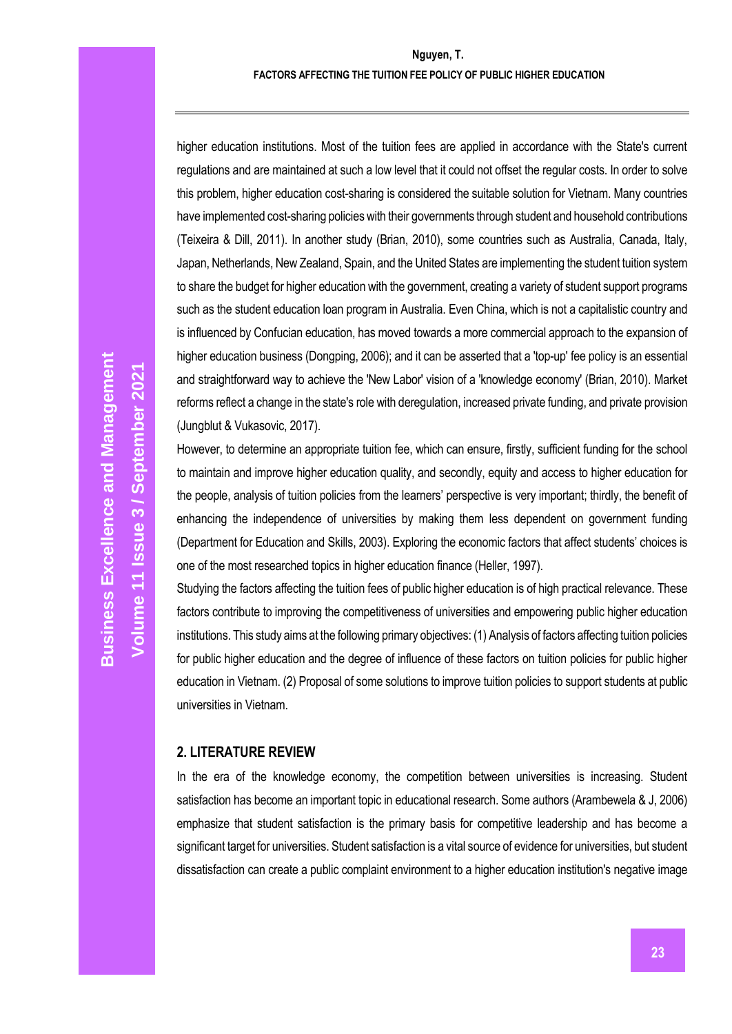higher education institutions. Most of the tuition fees are applied in accordance with the State's current regulations and are maintained at such a low level that it could not offset the regular costs. In order to solve this problem, higher education cost-sharing is considered the suitable solution for Vietnam. Many countries have implemented cost-sharing policies with their governments through student and household contributions (Teixeira & Dill, 2011). In another study (Brian, 2010), some countries such as Australia, Canada, Italy, Japan, Netherlands, New Zealand, Spain, and the United States are implementing the student tuition system to share the budget for higher education with the government, creating a variety of student support programs such as the student education loan program in Australia. Even China, which is not a capitalistic country and is influenced by Confucian education, has moved towards a more commercial approach to the expansion of higher education business (Dongping, 2006); and it can be asserted that a 'top-up' fee policy is an essential and straightforward way to achieve the 'New Labor' vision of a 'knowledge economy' (Brian, 2010). Market reforms reflect a change in the state's role with deregulation, increased private funding, and private provision (Jungblut & Vukasovic, 2017).

However, to determine an appropriate tuition fee, which can ensure, firstly, sufficient funding for the school to maintain and improve higher education quality, and secondly, equity and access to higher education for the people, analysis of tuition policies from the learners' perspective is very important; thirdly, the benefit of enhancing the independence of universities by making them less dependent on government funding (Department for Education and Skills, 2003). Exploring the economic factors that affect students' choices is one of the most researched topics in higher education finance (Heller, 1997).

Studying the factors affecting the tuition fees of public higher education is of high practical relevance. These factors contribute to improving the competitiveness of universities and empowering public higher education institutions. This study aims at the following primary objectives: (1) Analysis of factors affecting tuition policies for public higher education and the degree of influence of these factors on tuition policies for public higher education in Vietnam. (2) Proposal of some solutions to improve tuition policies to support students at public universities in Vietnam.

## 2. LITERATURE REVIEW

In the era of the knowledge economy, the competition between universities is increasing. Student satisfaction has become an important topic in educational research. Some authors (Arambewela & J, 2006) emphasize that student satisfaction is the primary basis for competitive leadership and has become a significant target for universities. Student satisfaction is a vital source of evidence for universities, but student dissatisfaction can create a public complaint environment to a higher education institution's negative image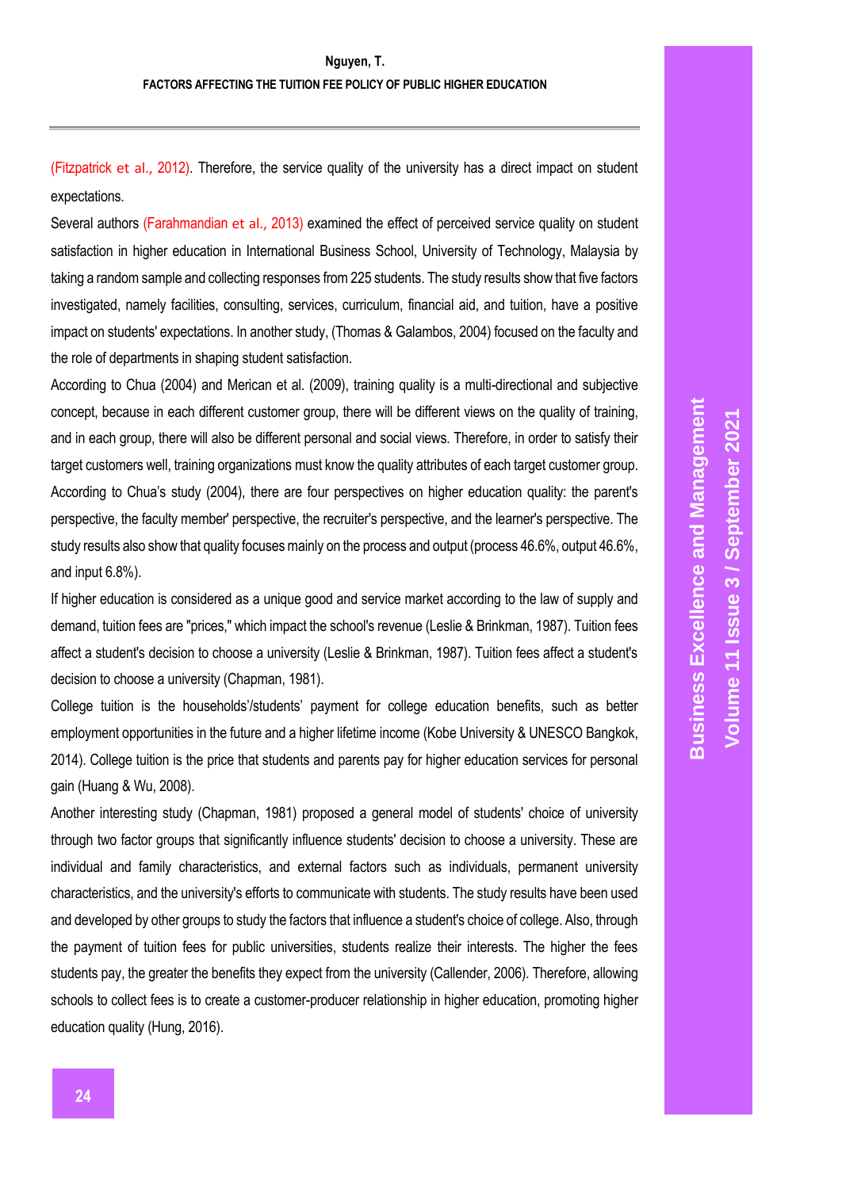(Fitzpatrick et al., 2012). Therefore, the service quality of the university has a direct impact on student expectations.

Several authors (Farahmandian et al., 2013) examined the effect of perceived service quality on student satisfaction in higher education in International Business School, University of Technology, Malaysia by taking a random sample and collecting responses from 225 students. The study results show that five factors investigated, namely facilities, consulting, services, curriculum, financial aid, and tuition, have a positive impact on students' expectations. In another study, (Thomas & Galambos, 2004) focused on the faculty and the role of departments in shaping student satisfaction.

According to Chua (2004) and Merican et al. (2009), training quality is a multi-directional and subjective concept, because in each different customer group, there will be different views on the quality of training, and in each group, there will also be different personal and social views. Therefore, in order to satisfy their target customers well, training organizations must know the quality attributes of each target customer group. According to Chua's study (2004), there are four perspectives on higher education quality: the parent's perspective, the faculty member' perspective, the recruiter's perspective, and the learner's perspective. The study results also show that quality focuses mainly on the process and output (process 46.6%, output 46.6%, and input 6.8%).

If higher education is considered as a unique good and service market according to the law of supply and demand, tuition fees are "prices," which impact the school's revenue (Leslie & Brinkman, 1987). Tuition fees affect a student's decision to choose a university (Leslie & Brinkman, 1987). Tuition fees affect a student's decision to choose a university (Chapman, 1981).

College tuition is the households'/students' payment for college education benefits, such as better employment opportunities in the future and a higher lifetime income (Kobe University & UNESCO Bangkok, 2014). College tuition is the price that students and parents pay for higher education services for personal gain (Huang & Wu, 2008).

Another interesting study (Chapman, 1981) proposed a general model of students' choice of university through two factor groups that significantly influence students' decision to choose a university. These are individual and family characteristics, and external factors such as individuals, permanent university characteristics, and the university's efforts to communicate with students. The study results have been used and developed by other groups to study the factors that influence a student's choice of college. Also, through the payment of tuition fees for public universities, students realize their interests. The higher the fees students pay, the greater the benefits they expect from the university (Callender, 2006). Therefore, allowing schools to collect fees is to create a customer-producer relationship in higher education, promoting higher education quality (Hung, 2016).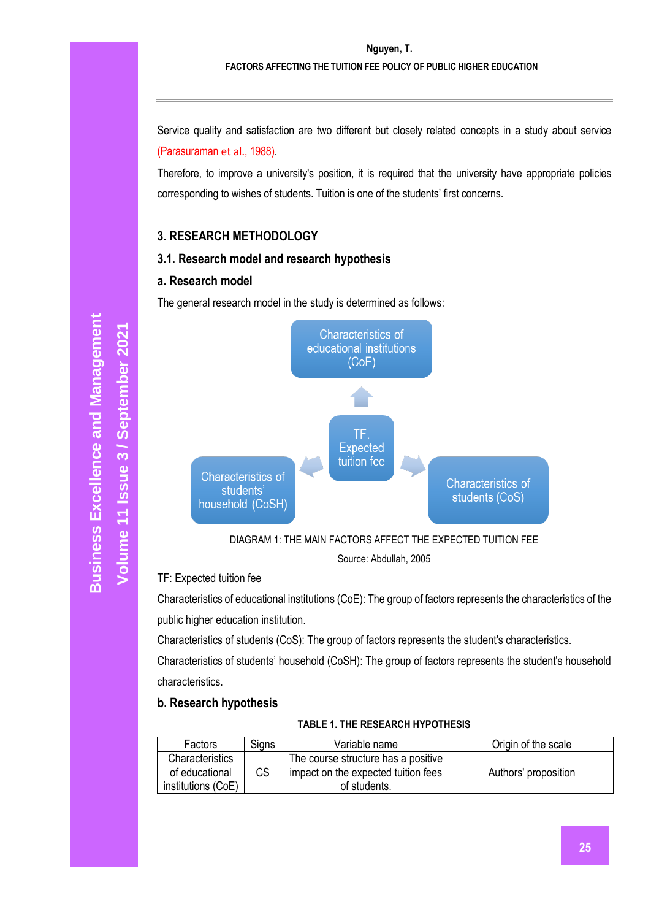Service quality and satisfaction are two different but closely related concepts in a study about service (Parasuraman et al., 1988).

Therefore, to improve a university's position, it is required that the university have appropriate policies corresponding to wishes of students. Tuition is one of the students' first concerns.

## 3. RESEARCH METHODOLOGY

### 3.1. Research model and research hypothesis

#### a. Research model

The general research model in the study is determined as follows:

Characteristics of educational institutions (CoE)

TF: Expected tuition fee

Characteristics of students' household (CoSH)

Characteristics of students (CoS)

DIAGRAM 1: THE MAIN FACTORS AFFECT THE EXPECTED TUITION FEE

Source: Abdullah, 2005

TF: Expected tuition fee

Characteristics of educational institutions (CoE): The group of factors represents the characteristics of the public higher education institution.

Characteristics of students (CoS): The group of factors represents the student's characteristics.

Characteristics of students' household (CoSH): The group of factors represents the student's household characteristics.

#### b. Research hypothesis

**TABLE 1. THE RESEARCH HYPOTHESIS**

| Factors | Signs | Variable name | Origin of the scale |
|---|---|---|---|
| Characteristics of educational institutions (CoE) | CS | The course structure has a positive impact on the expected tuition fees of students. | Authors' proposition |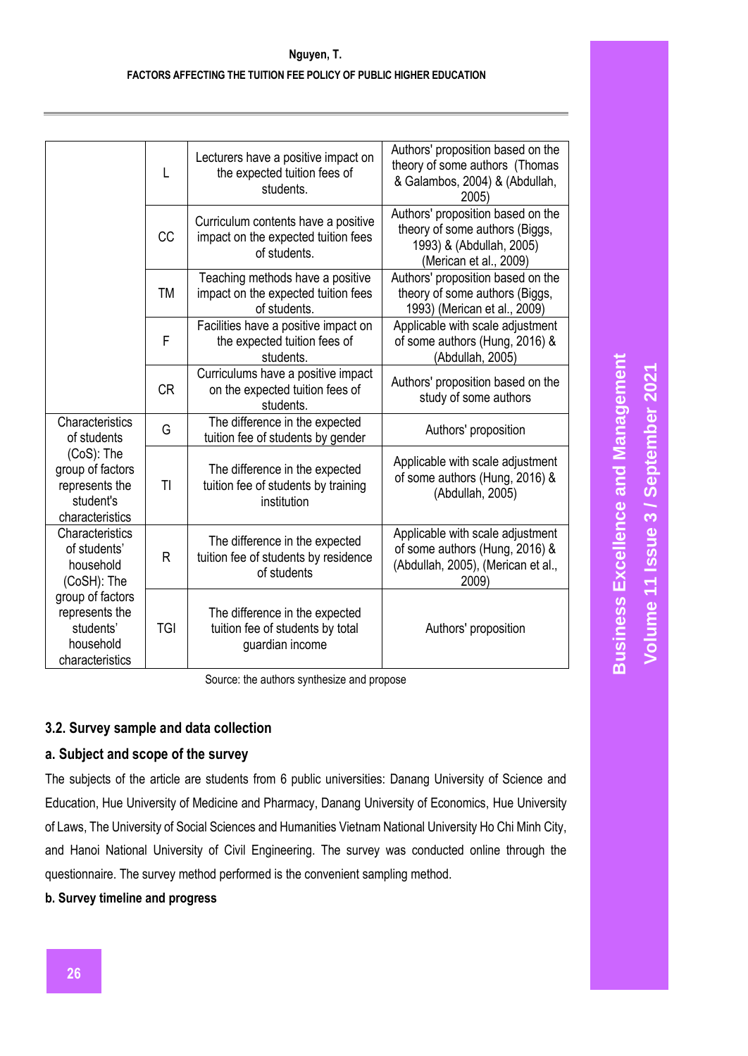| | | | |
|---|---|---|---|
| | L | Lecturers have a positive impact on the expected tuition fees of students. | Authors' proposition based on the theory of some authors (Thomas & Galambos, 2004) & (Abdullah, 2005) |
| | CC | Curriculum contents have a positive impact on the expected tuition fees of students. | Authors' proposition based on the theory of some authors (Biggs, 1993) & (Abdullah, 2005) (Merican et al., 2009) |
| | TM | Teaching methods have a positive impact on the expected tuition fees of students. | Authors' proposition based on the theory of some authors (Biggs, 1993) (Merican et al., 2009) |
| | F | Facilities have a positive impact on the expected tuition fees of students. | Applicable with scale adjustment of some authors (Hung, 2016) & (Abdullah, 2005) |
| | CR | Curriculums have a positive impact on the expected tuition fees of students. | Authors' proposition based on the study of some authors |
| Characteristics of students (CoS): The group of factors represents the student's characteristics | G | The difference in the expected tuition fee of students by gender | Authors' proposition |
| | TI | The difference in the expected tuition fee of students by training institution | Applicable with scale adjustment of some authors (Hung, 2016) & (Abdullah, 2005) |
| Characteristics of students' household (CoSH): The group of factors represents the students' household characteristics | R | The difference in the expected tuition fee of students by residence of students | Applicable with scale adjustment of some authors (Hung, 2016) & (Abdullah, 2005), (Merican et al., 2009) |
| | TGI | The difference in the expected tuition fee of students by total guardian income | Authors' proposition |

Source: the authors synthesize and propose

### 3.2. Survey sample and data collection

#### a. Subject and scope of the survey

The subjects of the article are students from 6 public universities: Danang University of Science and Education, Hue University of Medicine and Pharmacy, Danang University of Economics, Hue University of Laws, The University of Social Sciences and Humanities Vietnam National University Ho Chi Minh City, and Hanoi National University of Civil Engineering. The survey was conducted online through the questionnaire. The survey method performed is the convenient sampling method.

#### b. Survey timeline and progress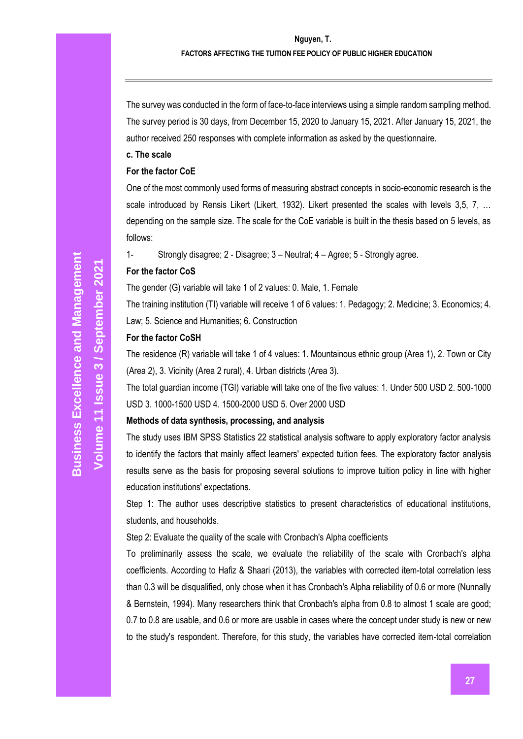The survey was conducted in the form of face-to-face interviews using a simple random sampling method. The survey period is 30 days, from December 15, 2020 to January 15, 2021. After January 15, 2021, the author received 250 responses with complete information as asked by the questionnaire.

**c. The scale**

**For the factor CoE**

One of the most commonly used forms of measuring abstract concepts in socio-economic research is the scale introduced by Rensis Likert (Likert, 1932). Likert presented the scales with levels 3,5, 7, … depending on the sample size. The scale for the CoE variable is built in the thesis based on 5 levels, as follows:

1- Strongly disagree; 2 - Disagree; 3 – Neutral; 4 – Agree; 5 - Strongly agree.

**For the factor CoS**

The gender (G) variable will take 1 of 2 values: 0. Male, 1. Female

The training institution (TI) variable will receive 1 of 6 values: 1. Pedagogy; 2. Medicine; 3. Economics; 4. Law; 5. Science and Humanities; 6. Construction

**For the factor CoSH**

The residence (R) variable will take 1 of 4 values: 1. Mountainous ethnic group (Area 1), 2. Town or City (Area 2), 3. Vicinity (Area 2 rural), 4. Urban districts (Area 3).

The total guardian income (TGI) variable will take one of the five values: 1. Under 500 USD 2. 500-1000 USD 3. 1000-1500 USD 4. 1500-2000 USD 5. Over 2000 USD

**Methods of data synthesis, processing, and analysis**

The study uses IBM SPSS Statistics 22 statistical analysis software to apply exploratory factor analysis to identify the factors that mainly affect learners' expected tuition fees. The exploratory factor analysis results serve as the basis for proposing several solutions to improve tuition policy in line with higher education institutions' expectations.

Step 1: The author uses descriptive statistics to present characteristics of educational institutions, students, and households.

Step 2: Evaluate the quality of the scale with Cronbach's Alpha coefficients

To preliminarily assess the scale, we evaluate the reliability of the scale with Cronbach's alpha coefficients. According to Hafiz & Shaari (2013), the variables with corrected item-total correlation less than 0.3 will be disqualified, only chose when it has Cronbach's Alpha reliability of 0.6 or more (Nunnally & Bernstein, 1994). Many researchers think that Cronbach's alpha from 0.8 to almost 1 scale are good; 0.7 to 0.8 are usable, and 0.6 or more are usable in cases where the concept under study is new or new to the study's respondent. Therefore, for this study, the variables have corrected item-total correlation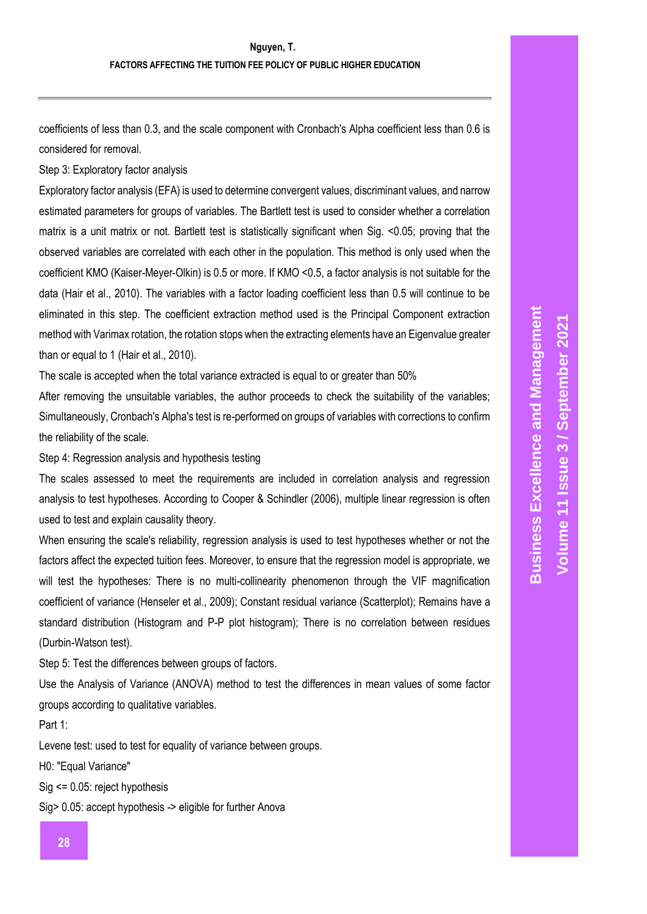coefficients of less than 0.3, and the scale component with Cronbach's Alpha coefficient less than 0.6 is considered for removal.

Step 3: Exploratory factor analysis

Exploratory factor analysis (EFA) is used to determine convergent values, discriminant values, and narrow estimated parameters for groups of variables. The Bartlett test is used to consider whether a correlation matrix is a unit matrix or not. Bartlett test is statistically significant when Sig. <0.05; proving that the observed variables are correlated with each other in the population. This method is only used when the coefficient KMO (Kaiser-Meyer-Olkin) is 0.5 or more. If KMO <0.5, a factor analysis is not suitable for the data (Hair et al., 2010). The variables with a factor loading coefficient less than 0.5 will continue to be eliminated in this step. The coefficient extraction method used is the Principal Component extraction method with Varimax rotation, the rotation stops when the extracting elements have an Eigenvalue greater than or equal to 1 (Hair et al., 2010).

The scale is accepted when the total variance extracted is equal to or greater than 50%

After removing the unsuitable variables, the author proceeds to check the suitability of the variables; Simultaneously, Cronbach's Alpha's test is re-performed on groups of variables with corrections to confirm the reliability of the scale.

Step 4: Regression analysis and hypothesis testing

The scales assessed to meet the requirements are included in correlation analysis and regression analysis to test hypotheses. According to Cooper & Schindler (2006), multiple linear regression is often used to test and explain causality theory.

When ensuring the scale's reliability, regression analysis is used to test hypotheses whether or not the factors affect the expected tuition fees. Moreover, to ensure that the regression model is appropriate, we will test the hypotheses: There is no multi-collinearity phenomenon through the VIF magnification coefficient of variance (Henseler et al., 2009); Constant residual variance (Scatterplot); Remains have a standard distribution (Histogram and P-P plot histogram); There is no correlation between residues (Durbin-Watson test).

Step 5: Test the differences between groups of factors.

Use the Analysis of Variance (ANOVA) method to test the differences in mean values of some factor groups according to qualitative variables.

Part 1:

Levene test: used to test for equality of variance between groups.

H0: "Equal Variance"

Sig <= 0.05: reject hypothesis

Sig> 0.05: accept hypothesis -> eligible for further Anova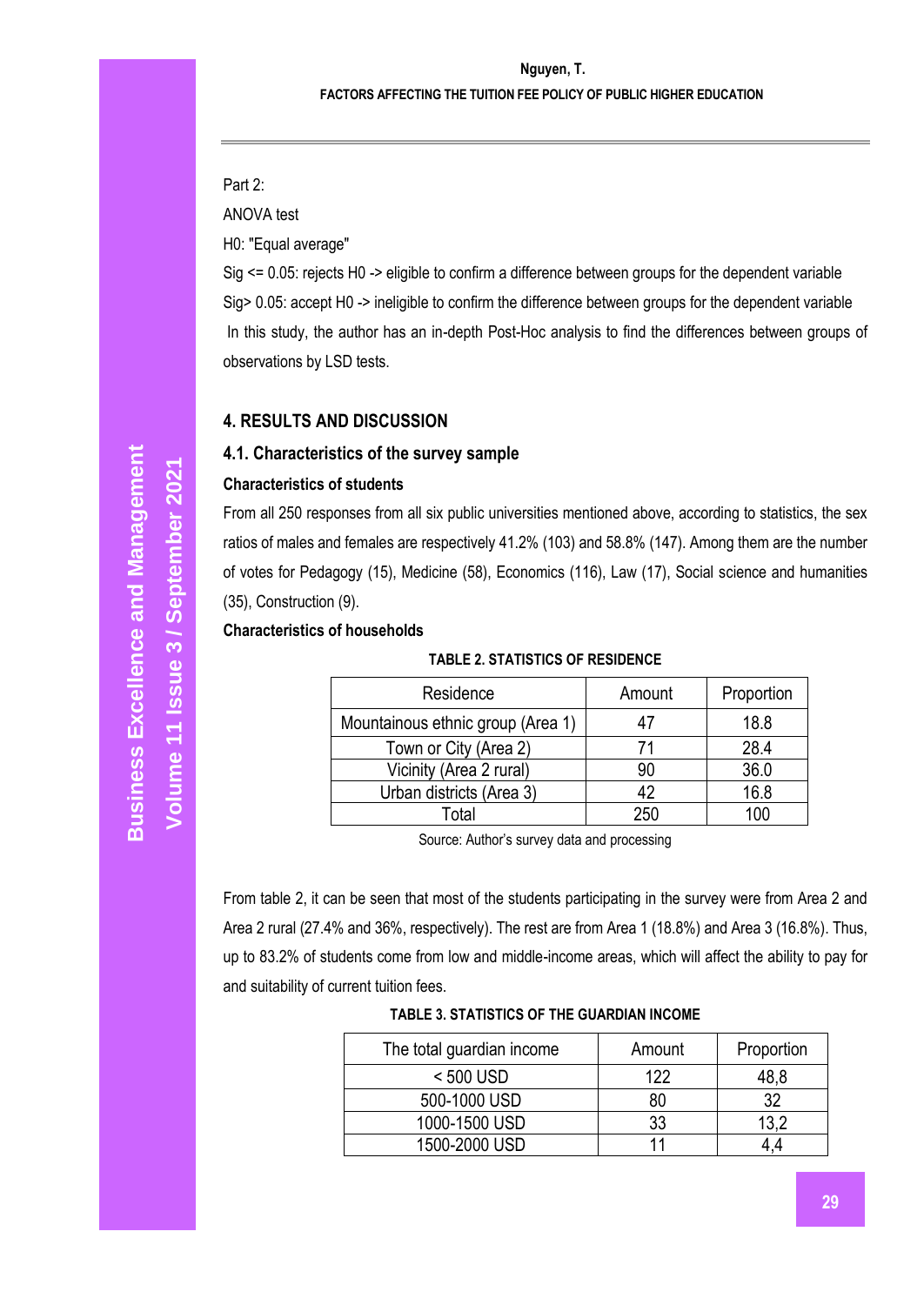Part 2:

ANOVA test

H0: "Equal average"

Sig <= 0.05: rejects H0 -> eligible to confirm a difference between groups for the dependent variable

Sig> 0.05: accept H0 -> ineligible to confirm the difference between groups for the dependent variable

In this study, the author has an in-depth Post-Hoc analysis to find the differences between groups of observations by LSD tests.

## 4. RESULTS AND DISCUSSION

### 4.1. Characteristics of the survey sample

**Characteristics of students**

From all 250 responses from all six public universities mentioned above, according to statistics, the sex ratios of males and females are respectively 41.2% (103) and 58.8% (147). Among them are the number of votes for Pedagogy (15), Medicine (58), Economics (116), Law (17), Social science and humanities (35), Construction (9).

**Characteristics of households**

**TABLE 2. STATISTICS OF RESIDENCE**

| Residence | Amount | Proportion |
|---|---|---|
| Mountainous ethnic group (Area 1) | 47 | 18.8 |
| Town or City (Area 2) | 71 | 28.4 |
| Vicinity (Area 2 rural) | 90 | 36.0 |
| Urban districts (Area 3) | 42 | 16.8 |
| Total | 250 | 100 |

Source: Author's survey data and processing

From table 2, it can be seen that most of the students participating in the survey were from Area 2 and Area 2 rural (27.4% and 36%, respectively). The rest are from Area 1 (18.8%) and Area 3 (16.8%). Thus, up to 83.2% of students come from low and middle-income areas, which will affect the ability to pay for and suitability of current tuition fees.

**TABLE 3. STATISTICS OF THE GUARDIAN INCOME**

| The total guardian income | Amount | Proportion |
|---|---|---|
| < 500 USD | 122 | 48,8 |
| 500-1000 USD | 80 | 32 |
| 1000-1500 USD | 33 | 13,2 |
| 1500-2000 USD | 11 | 4,4 |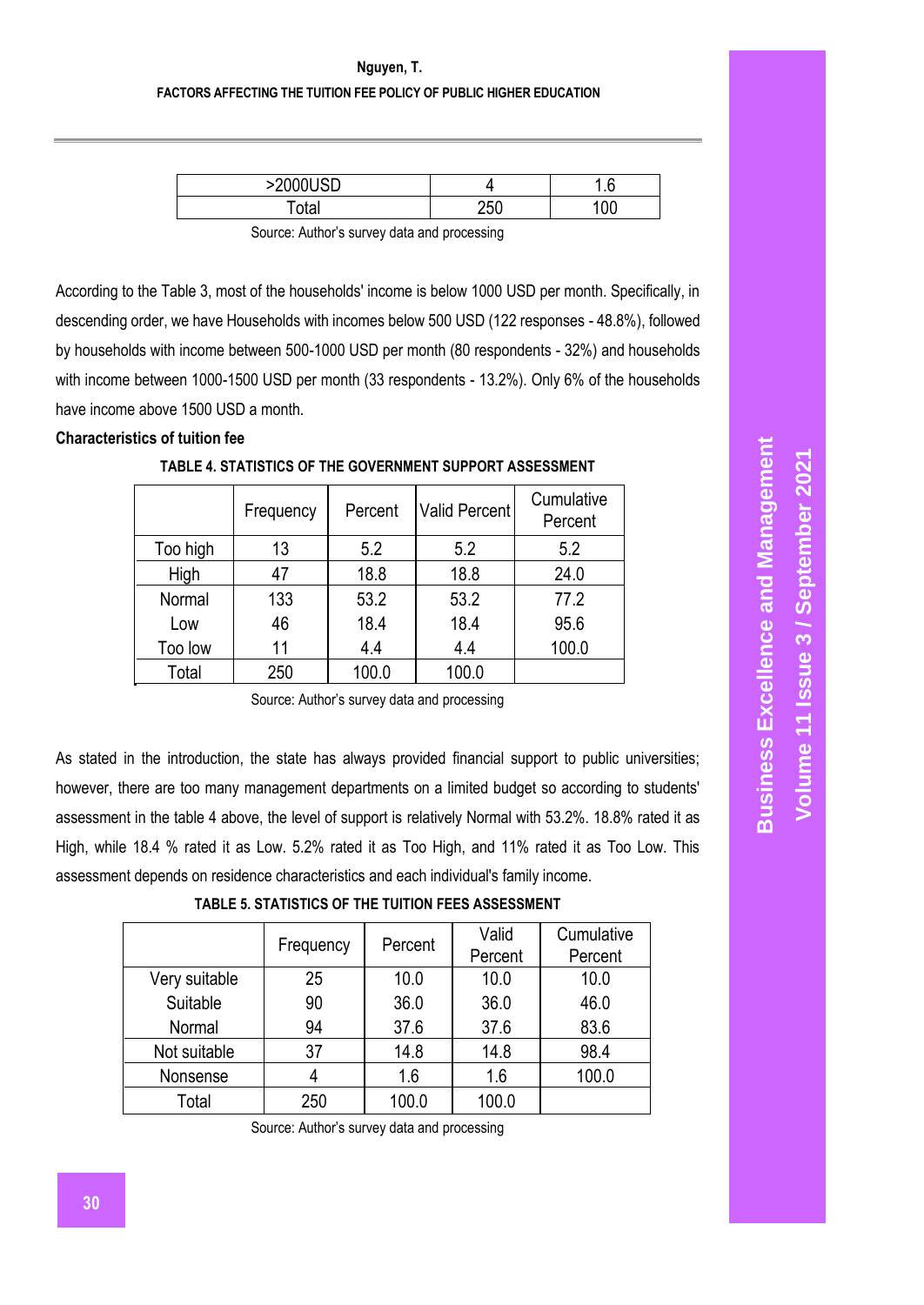| >2000USD | 4 | 1.6 |
|---|---|---|
| Total | 250 | 100 |

Source: Author's survey data and processing

According to the Table 3, most of the households' income is below 1000 USD per month. Specifically, in descending order, we have Households with incomes below 500 USD (122 responses - 48.8%), followed by households with income between 500-1000 USD per month (80 respondents - 32%) and households with income between 1000-1500 USD per month (33 respondents - 13.2%). Only 6% of the households have income above 1500 USD a month.

**Characteristics of tuition fee**

**TABLE 4. STATISTICS OF THE GOVERNMENT SUPPORT ASSESSMENT**

| | Frequency | Percent | Valid Percent | Cumulative Percent |
|---|---|---|---|---|
| Too high | 13 | 5.2 | 5.2 | 5.2 |
| High | 47 | 18.8 | 18.8 | 24.0 |
| Normal | 133 | 53.2 | 53.2 | 77.2 |
| Low | 46 | 18.4 | 18.4 | 95.6 |
| Too low | 11 | 4.4 | 4.4 | 100.0 |
| Total | 250 | 100.0 | 100.0 | |

Source: Author's survey data and processing

As stated in the introduction, the state has always provided financial support to public universities; however, there are too many management departments on a limited budget so according to students' assessment in the table 4 above, the level of support is relatively Normal with 53.2%. 18.8% rated it as High, while 18.4 % rated it as Low. 5.2% rated it as Too High, and 11% rated it as Too Low. This assessment depends on residence characteristics and each individual's family income.

**TABLE 5. STATISTICS OF THE TUITION FEES ASSESSMENT**

| | Frequency | Percent | Valid Percent | Cumulative Percent |
|---|---|---|---|---|
| Very suitable | 25 | 10.0 | 10.0 | 10.0 |
| Suitable | 90 | 36.0 | 36.0 | 46.0 |
| Normal | 94 | 37.6 | 37.6 | 83.6 |
| Not suitable | 37 | 14.8 | 14.8 | 98.4 |
| Nonsense | 4 | 1.6 | 1.6 | 100.0 |
| Total | 250 | 100.0 | 100.0 | |

Source: Author's survey data and processing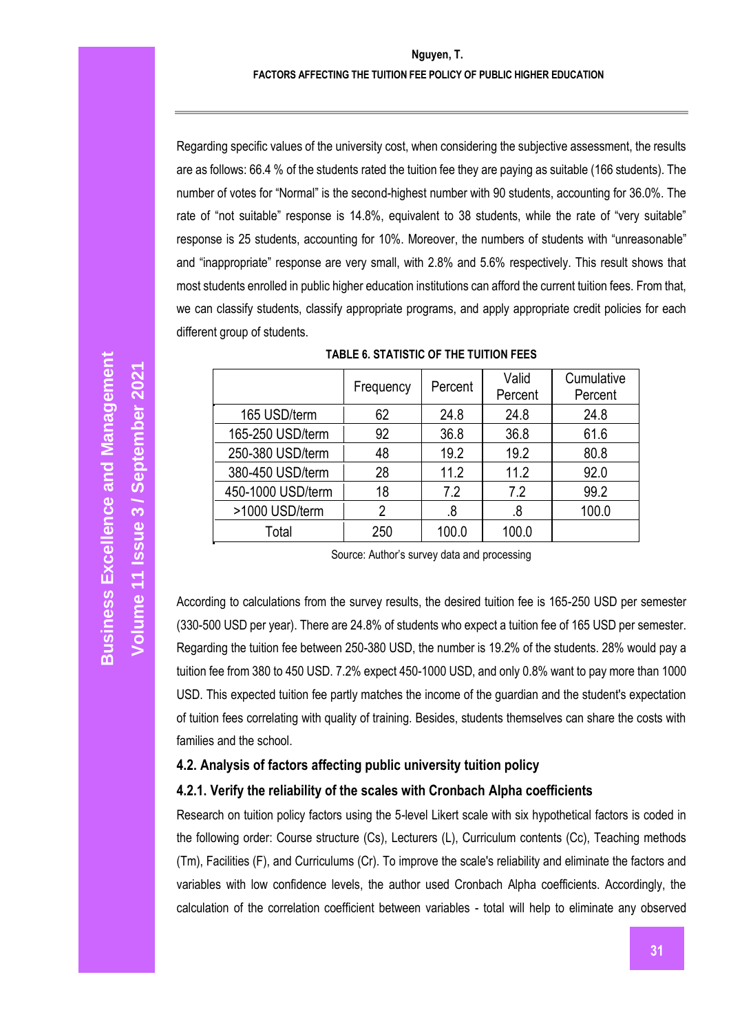Regarding specific values of the university cost, when considering the subjective assessment, the results are as follows: 66.4 % of the students rated the tuition fee they are paying as suitable (166 students). The number of votes for "Normal" is the second-highest number with 90 students, accounting for 36.0%. The rate of "not suitable" response is 14.8%, equivalent to 38 students, while the rate of "very suitable" response is 25 students, accounting for 10%. Moreover, the numbers of students with "unreasonable" and "inappropriate" response are very small, with 2.8% and 5.6% respectively. This result shows that most students enrolled in public higher education institutions can afford the current tuition fees. From that, we can classify students, classify appropriate programs, and apply appropriate credit policies for each different group of students.

**TABLE 6. STATISTIC OF THE TUITION FEES**

| | Frequency | Percent | Valid Percent | Cumulative Percent |
|---|---|---|---|---|
| 165 USD/term | 62 | 24.8 | 24.8 | 24.8 |
| 165-250 USD/term | 92 | 36.8 | 36.8 | 61.6 |
| 250-380 USD/term | 48 | 19.2 | 19.2 | 80.8 |
| 380-450 USD/term | 28 | 11.2 | 11.2 | 92.0 |
| 450-1000 USD/term | 18 | 7.2 | 7.2 | 99.2 |
| >1000 USD/term | 2 | .8 | .8 | 100.0 |
| Total | 250 | 100.0 | 100.0 | |

Source: Author's survey data and processing

According to calculations from the survey results, the desired tuition fee is 165-250 USD per semester (330-500 USD per year). There are 24.8% of students who expect a tuition fee of 165 USD per semester. Regarding the tuition fee between 250-380 USD, the number is 19.2% of the students. 28% would pay a tuition fee from 380 to 450 USD. 7.2% expect 450-1000 USD, and only 0.8% want to pay more than 1000 USD. This expected tuition fee partly matches the income of the guardian and the student's expectation of tuition fees correlating with quality of training. Besides, students themselves can share the costs with families and the school.

### 4.2. Analysis of factors affecting public university tuition policy

#### 4.2.1. Verify the reliability of the scales with Cronbach Alpha coefficients

Research on tuition policy factors using the 5-level Likert scale with six hypothetical factors is coded in the following order: Course structure (Cs), Lecturers (L), Curriculum contents (Cc), Teaching methods (Tm), Facilities (F), and Curriculums (Cr). To improve the scale's reliability and eliminate the factors and variables with low confidence levels, the author used Cronbach Alpha coefficients. Accordingly, the calculation of the correlation coefficient between variables - total will help to eliminate any observed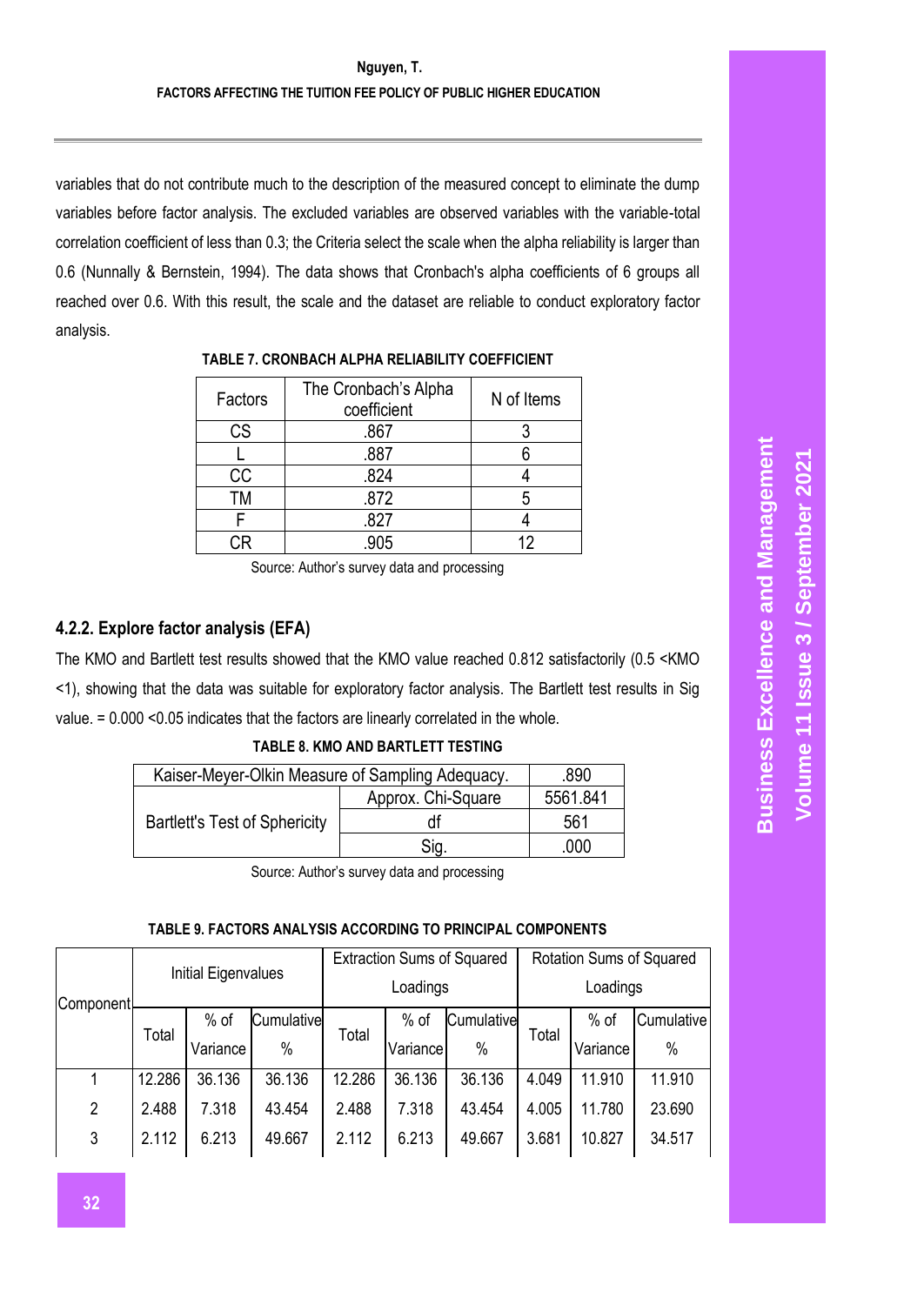variables that do not contribute much to the description of the measured concept to eliminate the dump variables before factor analysis. The excluded variables are observed variables with the variable-total correlation coefficient of less than 0.3; the Criteria select the scale when the alpha reliability is larger than 0.6 (Nunnally & Bernstein, 1994). The data shows that Cronbach's alpha coefficients of 6 groups all reached over 0.6. With this result, the scale and the dataset are reliable to conduct exploratory factor analysis.

**TABLE 7. CRONBACH ALPHA RELIABILITY COEFFICIENT**

| Factors | The Cronbach's Alpha coefficient | N of Items |
|---|---|---|
| CS | .867 | 3 |
| L | .887 | 6 |
| CC | .824 | 4 |
| TM | .872 | 5 |
| F | .827 | 4 |
| CR | .905 | 12 |

Source: Author's survey data and processing

### 4.2.2. Explore factor analysis (EFA)

The KMO and Bartlett test results showed that the KMO value reached 0.812 satisfactorily (0.5 <KMO <1), showing that the data was suitable for exploratory factor analysis. The Bartlett test results in Sig value. = 0.000 <0.05 indicates that the factors are linearly correlated in the whole.

**TABLE 8. KMO AND BARTLETT TESTING**

| Kaiser-Meyer-Olkin Measure of Sampling Adequacy. | | .890 |
|---|---|---|
| Bartlett's Test of Sphericity | Approx. Chi-Square | 5561.841 |
| | df | 561 |
| | Sig. | .000 |

Source: Author's survey data and processing

**TABLE 9. FACTORS ANALYSIS ACCORDING TO PRINCIPAL COMPONENTS**

| Component | Initial Eigenvalues | | | Extraction Sums of Squared Loadings | | | Rotation Sums of Squared Loadings | | |
|---|---|---|---|---|---|---|---|---|---|
| | Total | % of Variance | Cumulative % | Total | % of Variance | Cumulative % | Total | % of Variance | Cumulative % |
| 1 | 12.286 | 36.136 | 36.136 | 12.286 | 36.136 | 36.136 | 4.049 | 11.910 | 11.910 |
| 2 | 2.488 | 7.318 | 43.454 | 2.488 | 7.318 | 43.454 | 4.005 | 11.780 | 23.690 |
| 3 | 2.112 | 6.213 | 49.667 | 2.112 | 6.213 | 49.667 | 3.681 | 10.827 | 34.517 |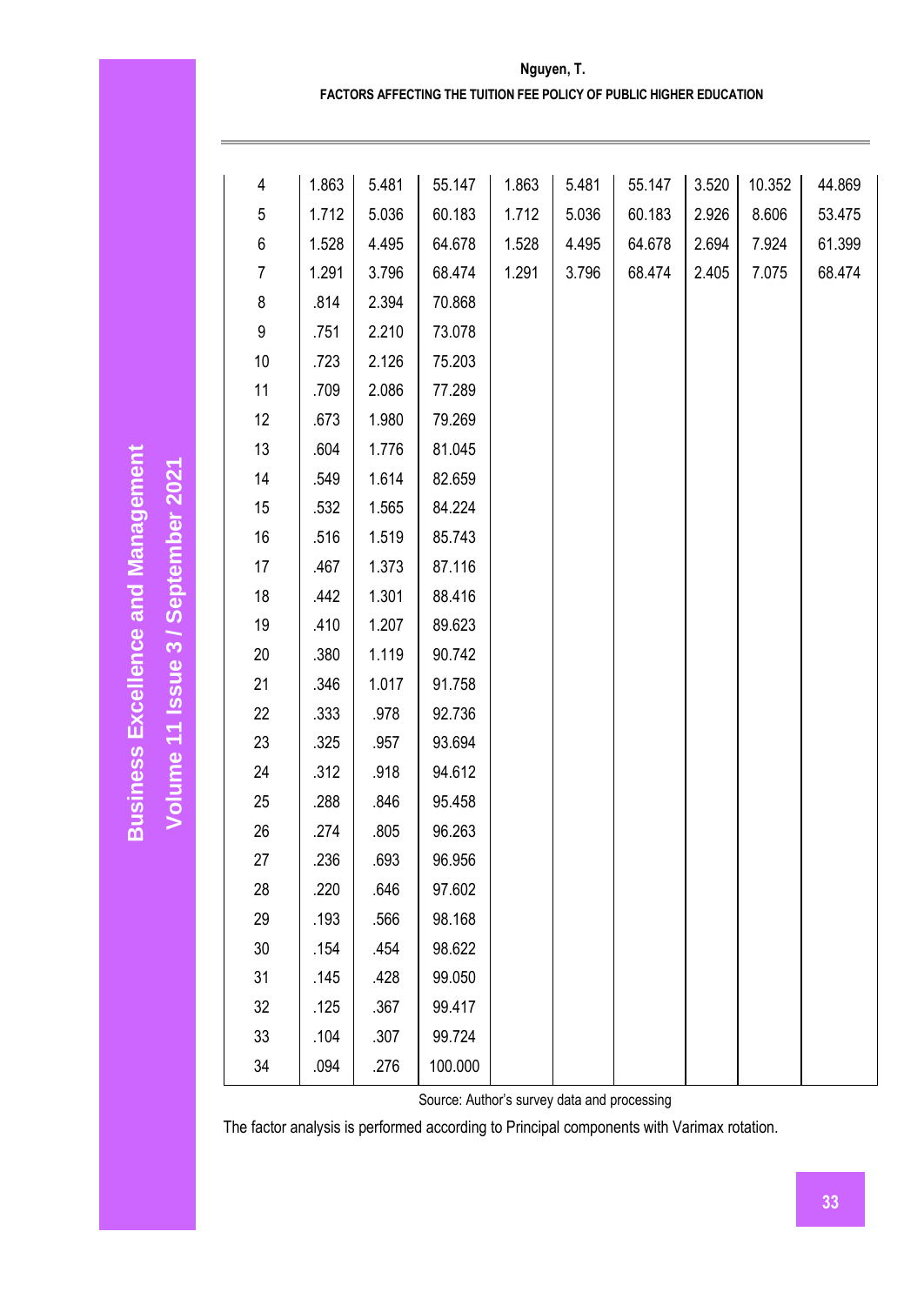| | | | | | | | | | |
|---|---|---|---|---|---|---|---|---|---|
| 4 | 1.863 | 5.481 | 55.147 | 1.863 | 5.481 | 55.147 | 3.520 | 10.352 | 44.869 |
| 5 | 1.712 | 5.036 | 60.183 | 1.712 | 5.036 | 60.183 | 2.926 | 8.606 | 53.475 |
| 6 | 1.528 | 4.495 | 64.678 | 1.528 | 4.495 | 64.678 | 2.694 | 7.924 | 61.399 |
| 7 | 1.291 | 3.796 | 68.474 | 1.291 | 3.796 | 68.474 | 2.405 | 7.075 | 68.474 |
| 8 | .814 | 2.394 | 70.868 | | | | | | |
| 9 | .751 | 2.210 | 73.078 | | | | | | |
| 10 | .723 | 2.126 | 75.203 | | | | | | |
| 11 | .709 | 2.086 | 77.289 | | | | | | |
| 12 | .673 | 1.980 | 79.269 | | | | | | |
| 13 | .604 | 1.776 | 81.045 | | | | | | |
| 14 | .549 | 1.614 | 82.659 | | | | | | |
| 15 | .532 | 1.565 | 84.224 | | | | | | |
| 16 | .516 | 1.519 | 85.743 | | | | | | |
| 17 | .467 | 1.373 | 87.116 | | | | | | |
| 18 | .442 | 1.301 | 88.416 | | | | | | |
| 19 | .410 | 1.207 | 89.623 | | | | | | |
| 20 | .380 | 1.119 | 90.742 | | | | | | |
| 21 | .346 | 1.017 | 91.758 | | | | | | |
| 22 | .333 | .978 | 92.736 | | | | | | |
| 23 | .325 | .957 | 93.694 | | | | | | |
| 24 | .312 | .918 | 94.612 | | | | | | |
| 25 | .288 | .846 | 95.458 | | | | | | |
| 26 | .274 | .805 | 96.263 | | | | | | |
| 27 | .236 | .693 | 96.956 | | | | | | |
| 28 | .220 | .646 | 97.602 | | | | | | |
| 29 | .193 | .566 | 98.168 | | | | | | |
| 30 | .154 | .454 | 98.622 | | | | | | |
| 31 | .145 | .428 | 99.050 | | | | | | |
| 32 | .125 | .367 | 99.417 | | | | | | |
| 33 | .104 | .307 | 99.724 | | | | | | |
| 34 | .094 | .276 | 100.000 | | | | | | |

Source: Author's survey data and processing

The factor analysis is performed according to Principal components with Varimax rotation.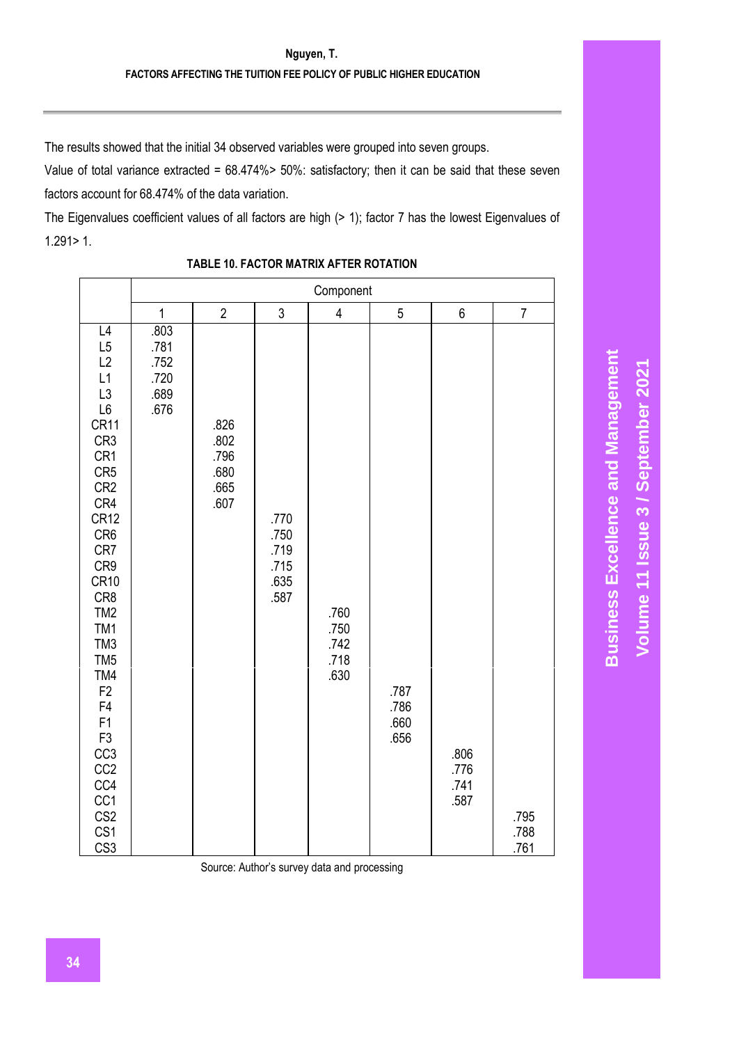The results showed that the initial 34 observed variables were grouped into seven groups.

Value of total variance extracted = 68.474%> 50%: satisfactory; then it can be said that these seven factors account for 68.474% of the data variation.

The Eigenvalues coefficient values of all factors are high (> 1); factor 7 has the lowest Eigenvalues of 1.291> 1.

**TABLE 10. FACTOR MATRIX AFTER ROTATION**

| | Component | | | | | | |
|---|---|---|---|---|---|---|---|
| | 1 | 2 | 3 | 4 | 5 | 6 | 7 |
| L4 | .803 | | | | | | |
| L5 | .781 | | | | | | |
| L2 | .752 | | | | | | |
| L1 | .720 | | | | | | |
| L3 | .689 | | | | | | |
| L6 | .676 | | | | | | |
| CR11 | | .826 | | | | | |
| CR3 | | .802 | | | | | |
| CR1 | | .796 | | | | | |
| CR5 | | .680 | | | | | |
| CR2 | | .665 | | | | | |
| CR4 | | .607 | | | | | |
| CR12 | | | .770 | | | | |
| CR6 | | | .750 | | | | |
| CR7 | | | .719 | | | | |
| CR9 | | | .715 | | | | |
| CR10 | | | .635 | | | | |
| CR8 | | | .587 | | | | |
| TM2 | | | | .760 | | | |
| TM1 | | | | .750 | | | |
| TM3 | | | | .742 | | | |
| TM5 | | | | .718 | | | |
| TM4 | | | | .630 | | | |
| F2 | | | | | .787 | | |
| F4 | | | | | .786 | | |
| F1 | | | | | .660 | | |
| F3 | | | | | .656 | | |
| CC3 | | | | | | .806 | |
| CC2 | | | | | | .776 | |
| CC4 | | | | | | .741 | |
| CC1 | | | | | | .587 | |
| CS2 | | | | | | | .795 |
| CS1 | | | | | | | .788 |
| CS3 | | | | | | | .761 |

Source: Author's survey data and processing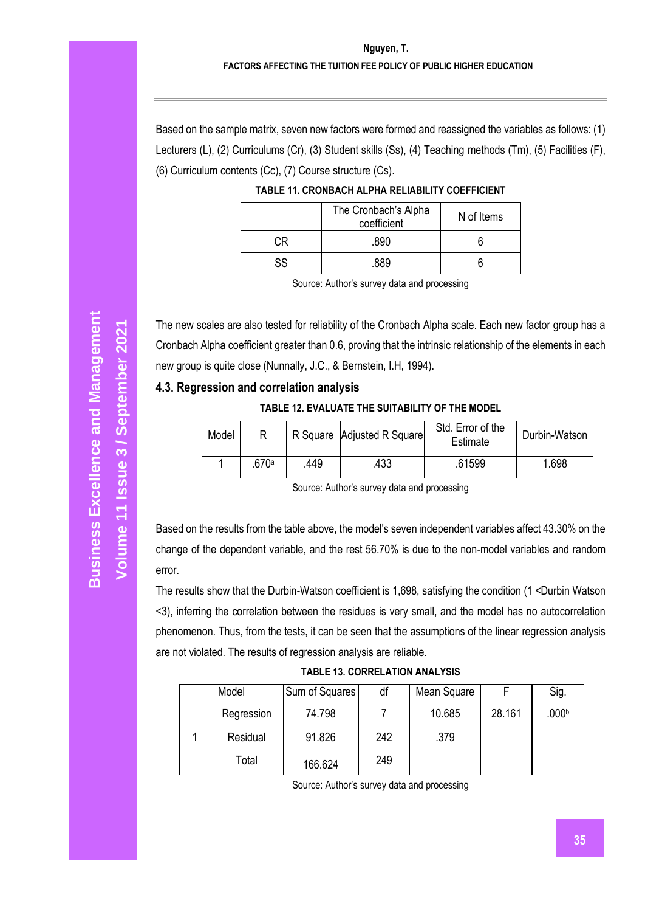Based on the sample matrix, seven new factors were formed and reassigned the variables as follows: (1) Lecturers (L), (2) Curriculums (Cr), (3) Student skills (Ss), (4) Teaching methods (Tm), (5) Facilities (F), (6) Curriculum contents (Cc), (7) Course structure (Cs).

**TABLE 11. CRONBACH ALPHA RELIABILITY COEFFICIENT**

| | The Cronbach's Alpha coefficient | N of Items |
|---|---|---|
| CR | .890 | 6 |
| SS | .889 | 6 |

Source: Author's survey data and processing

The new scales are also tested for reliability of the Cronbach Alpha scale. Each new factor group has a Cronbach Alpha coefficient greater than 0.6, proving that the intrinsic relationship of the elements in each new group is quite close (Nunnally, J.C., & Bernstein, I.H, 1994).

### 4.3. Regression and correlation analysis

**TABLE 12. EVALUATE THE SUITABILITY OF THE MODEL**

| Model | R | R Square | Adjusted R Square | Std. Error of the Estimate | Durbin-Watson |
|---|---|---|---|---|---|
| 1 | .670[a] | .449 | .433 | .61599 | 1.698 |

Source: Author's survey data and processing

Based on the results from the table above, the model's seven independent variables affect 43.30% on the change of the dependent variable, and the rest 56.70% is due to the non-model variables and random error.

The results show that the Durbin-Watson coefficient is 1,698, satisfying the condition (1 <Durbin Watson <3), inferring the correlation between the residues is very small, and the model has no autocorrelation phenomenon. Thus, from the tests, it can be seen that the assumptions of the linear regression analysis are not violated. The results of regression analysis are reliable.

**TABLE 13. CORRELATION ANALYSIS**

| Model | | Sum of Squares | df | Mean Square | F | Sig. |
|---|---|---|---|---|---|---|
| 1 | Regression | 74.798 | 7 | 10.685 | 28.161 | .000[b] |
| | Residual | 91.826 | 242 | .379 | | |
| | Total | 166.624 | 249 | | | |

Source: Author's survey data and processing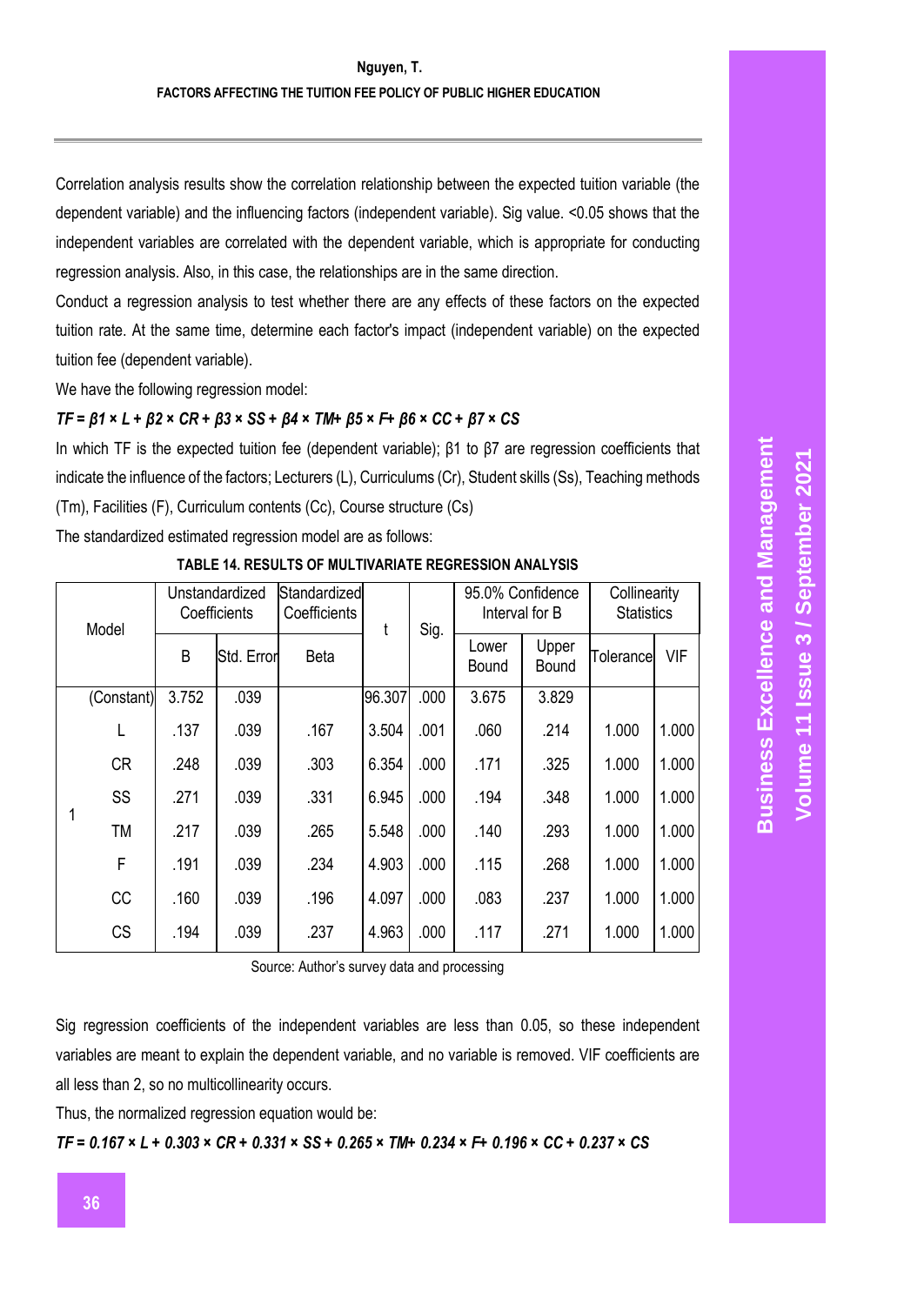Correlation analysis results show the correlation relationship between the expected tuition variable (the dependent variable) and the influencing factors (independent variable). Sig value. <0.05 shows that the independent variables are correlated with the dependent variable, which is appropriate for conducting regression analysis. Also, in this case, the relationships are in the same direction.

Conduct a regression analysis to test whether there are any effects of these factors on the expected tuition rate. At the same time, determine each factor's impact (independent variable) on the expected tuition fee (dependent variable).

We have the following regression model:

$$TF = \beta 1 \times L + \beta 2 \times CR + \beta 3 \times SS + \beta 4 \times TM + \beta 5 \times F + \beta 6 \times CC + \beta 7 \times CS$$

In which TF is the expected tuition fee (dependent variable); β1 to β7 are regression coefficients that indicate the influence of the factors; Lecturers (L), Curriculums (Cr), Student skills (Ss), Teaching methods (Tm), Facilities (F), Curriculum contents (Cc), Course structure (Cs)

The standardized estimated regression model are as follows:

**TABLE 14. RESULTS OF MULTIVARIATE REGRESSION ANALYSIS**

| Model | | Unstandardized Coefficients | | Standardized Coefficients | t | Sig. | 95.0% Confidence Interval for B | | Collinearity Statistics | |
|---|---|---|---|---|---|---|---|---|---|---|
| | | B | Std. Error | Beta | | | Lower Bound | Upper Bound | Tolerance | VIF |
| 1 | (Constant) | 3.752 | .039 | | 96.307 | .000 | 3.675 | 3.829 | | |
| | L | .137 | .039 | .167 | 3.504 | .001 | .060 | .214 | 1.000 | 1.000 |
| | CR | .248 | .039 | .303 | 6.354 | .000 | .171 | .325 | 1.000 | 1.000 |
| | SS | .271 | .039 | .331 | 6.945 | .000 | .194 | .348 | 1.000 | 1.000 |
| | TM | .217 | .039 | .265 | 5.548 | .000 | .140 | .293 | 1.000 | 1.000 |
| | F | .191 | .039 | .234 | 4.903 | .000 | .115 | .268 | 1.000 | 1.000 |
| | CC | .160 | .039 | .196 | 4.097 | .000 | .083 | .237 | 1.000 | 1.000 |
| | CS | .194 | .039 | .237 | 4.963 | .000 | .117 | .271 | 1.000 | 1.000 |

Source: Author's survey data and processing

Sig regression coefficients of the independent variables are less than 0.05, so these independent variables are meant to explain the dependent variable, and no variable is removed. VIF coefficients are all less than 2, so no multicollinearity occurs.

Thus, the normalized regression equation would be:

$$TF = 0.167 \times L + 0.303 \times CR + 0.331 \times SS + 0.265 \times TM + 0.234 \times F + 0.196 \times CC + 0.237 \times CS$$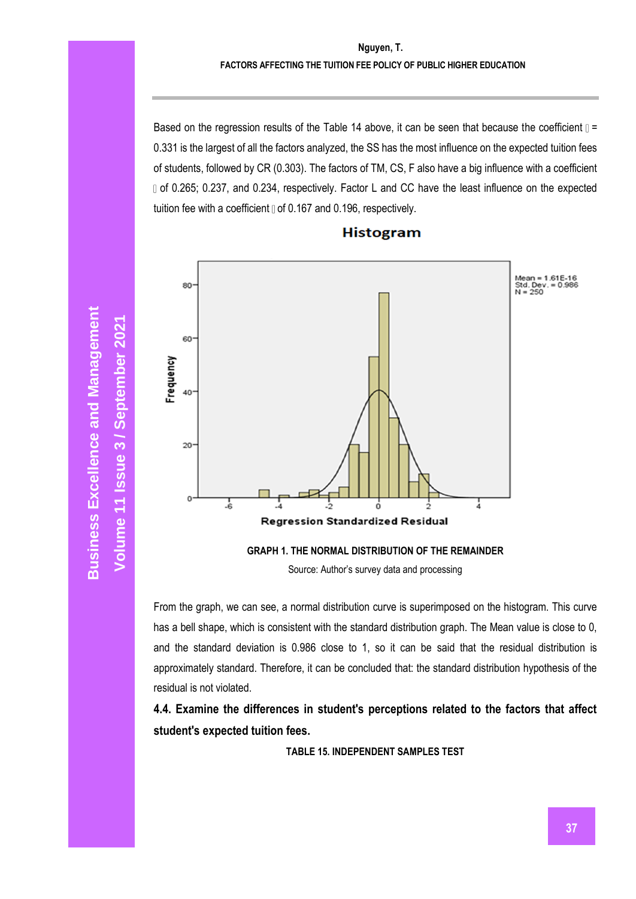Based on the regression results of the Table 14 above, it can be seen that because the coefficient  = 0.331 is the largest of all the factors analyzed, the SS has the most influence on the expected tuition fees of students, followed by CR (0.303). The factors of TM, CS, F also have a big influence with a coefficient  of 0.265; 0.237, and 0.234, respectively. Factor L and CC have the least influence on the expected tuition fee with a coefficient  of 0.167 and 0.196, respectively.

GRAPH 1. THE NORMAL DISTRIBUTION OF THE REMAINDER

Source: Author's survey data and processing

From the graph, we can see, a normal distribution curve is superimposed on the histogram. This curve has a bell shape, which is consistent with the standard distribution graph. The Mean value is close to 0, and the standard deviation is 0.986 close to 1, so it can be said that the residual distribution is approximately standard. Therefore, it can be concluded that: the standard distribution hypothesis of the residual is not violated.

### 4.4. Examine the differences in student's perceptions related to the factors that affect student's expected tuition fees.

TABLE 15. INDEPENDENT SAMPLES TEST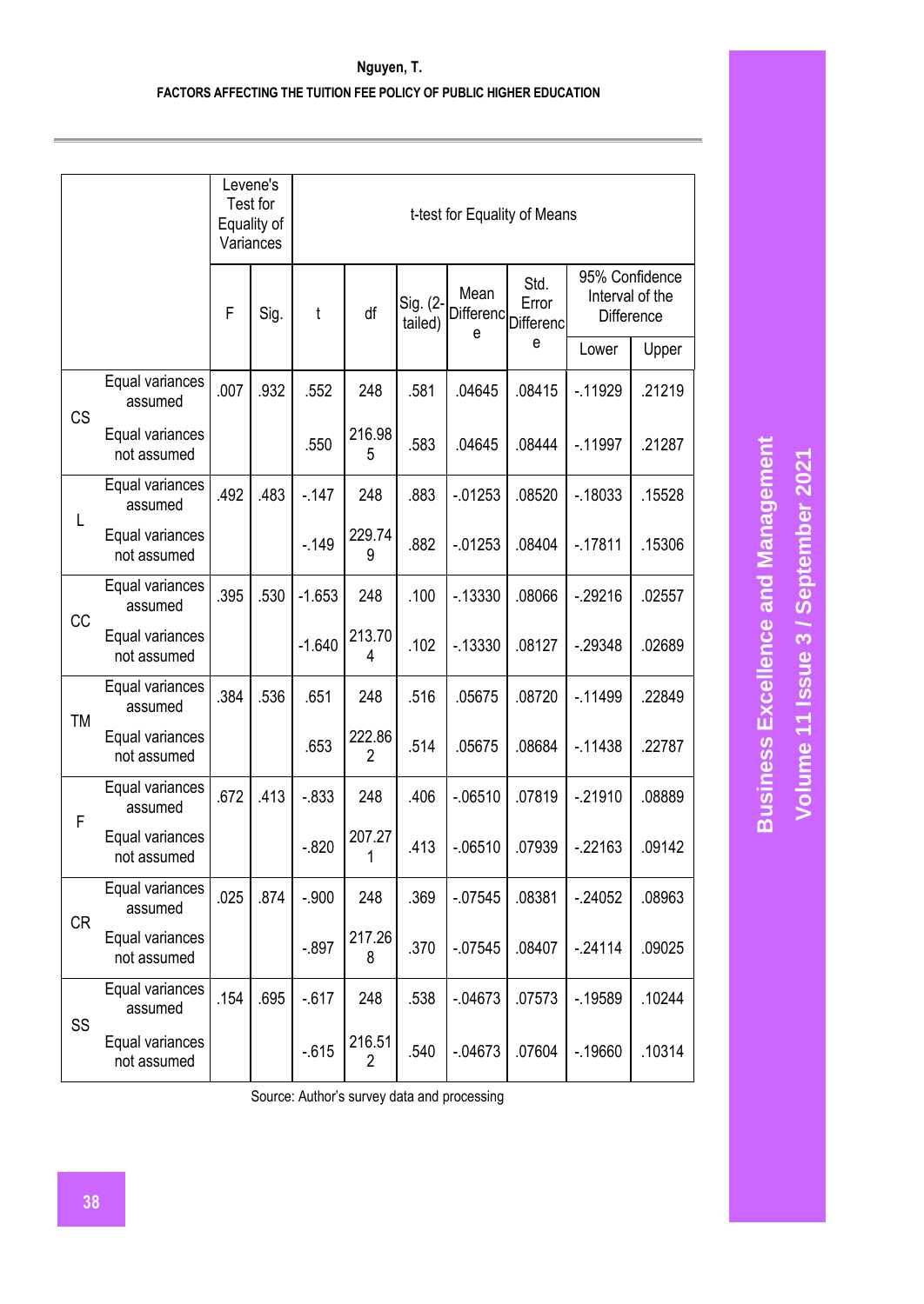| | | Levene's Test for Equality of Variances | | t-test for Equality of Means | | | | | | |
|---|---|---|---|---|---|---|---|---|---|---|
| | | F | Sig. | t | df | Sig. (2-tailed) | Mean Difference | Std. Error Difference | 95% Confidence Interval of the Difference | |
| | | | | | | | | | Lower | Upper |
| CS | Equal variances assumed | .007 | .932 | .552 | 248 | .581 | .04645 | .08415 | -.11929 | .21219 |
| | Equal variances not assumed | | | .550 | 216.985 | .583 | .04645 | .08444 | -.11997 | .21287 |
| L | Equal variances assumed | .492 | .483 | -.147 | 248 | .883 | -.01253 | .08520 | -.18033 | .15528 |
| | Equal variances not assumed | | | -.149 | 229.749 | .882 | -.01253 | .08404 | -.17811 | .15306 |
| CC | Equal variances assumed | .395 | .530 | -1.653 | 248 | .100 | -.13330 | .08066 | -.29216 | .02557 |
| | Equal variances not assumed | | | -1.640 | 213.704 | .102 | -.13330 | .08127 | -.29348 | .02689 |
| TM | Equal variances assumed | .384 | .536 | .651 | 248 | .516 | .05675 | .08720 | -.11499 | .22849 |
| | Equal variances not assumed | | | .653 | 222.862 | .514 | .05675 | .08684 | -.11438 | .22787 |
| F | Equal variances assumed | .672 | .413 | -.833 | 248 | .406 | -.06510 | .07819 | -.21910 | .08889 |
| | Equal variances not assumed | | | -.820 | 207.271 | .413 | -.06510 | .07939 | -.22163 | .09142 |
| CR | Equal variances assumed | .025 | .874 | -.900 | 248 | .369 | -.07545 | .08381 | -.24052 | .08963 |
| | Equal variances not assumed | | | -.897 | 217.268 | .370 | -.07545 | .08407 | -.24114 | .09025 |
| SS | Equal variances assumed | .154 | .695 | -.617 | 248 | .538 | -.04673 | .07573 | -.19589 | .10244 |
| | Equal variances not assumed | | | -.615 | 216.512 | .540 | -.04673 | .07604 | -.19660 | .10314 |

Source: Author's survey data and processing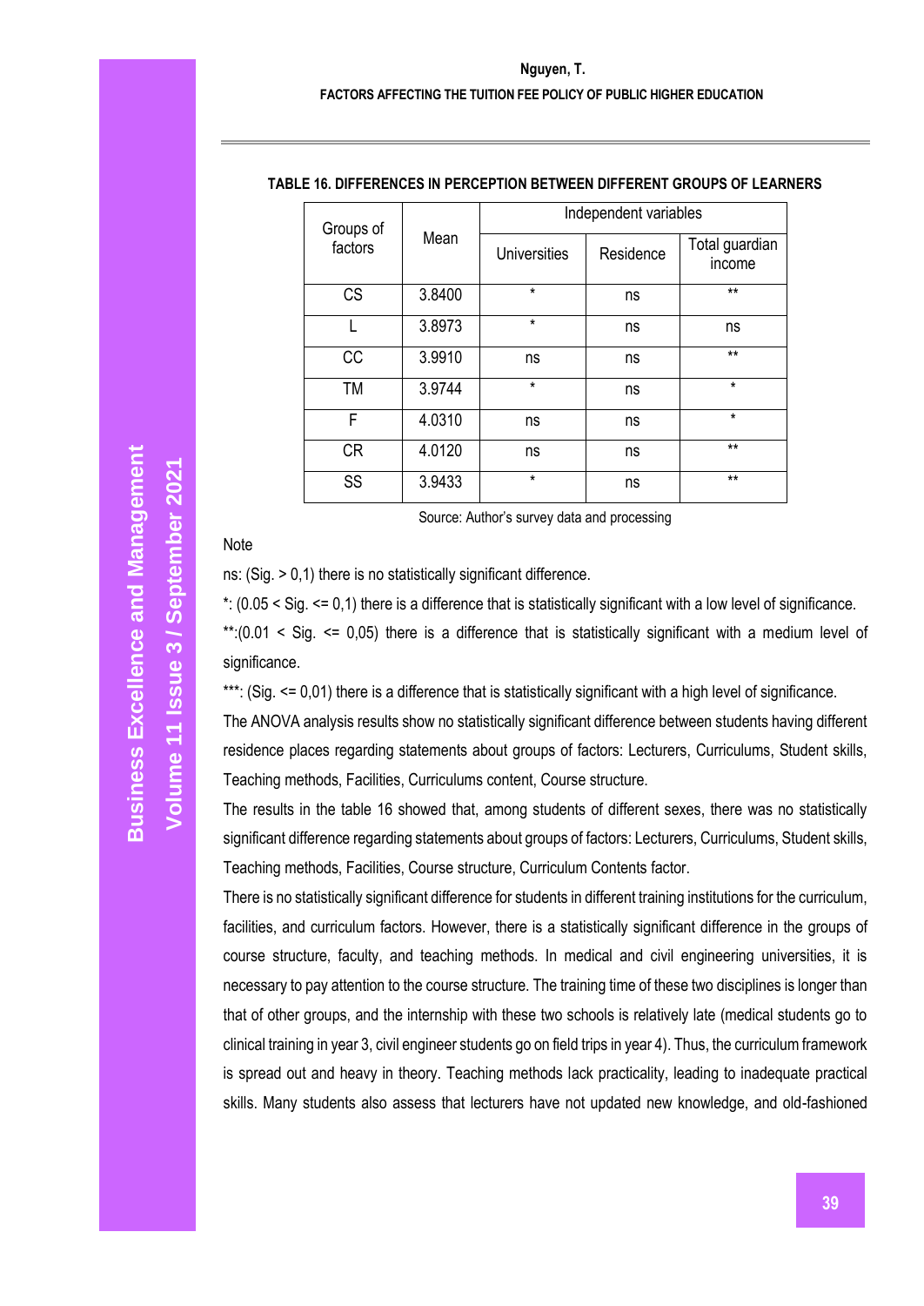**TABLE 16. DIFFERENCES IN PERCEPTION BETWEEN DIFFERENT GROUPS OF LEARNERS**

| Groups of factors | Mean | Independent variables | | |
|---|---|---|---|---|
| | | Universities | Residence | Total guardian income |
| CS | 3.8400 | * | ns | ** |
| L | 3.8973 | * | ns | ns |
| CC | 3.9910 | ns | ns | ** |
| TM | 3.9744 | * | ns | * |
| F | 4.0310 | ns | ns | * |
| CR | 4.0120 | ns | ns | ** |
| SS | 3.9433 | * | ns | ** |

Source: Author's survey data and processing

Note

ns: (Sig. > 0,1) there is no statistically significant difference.

*: (0.05 < Sig. <= 0,1) there is a difference that is statistically significant with a low level of significance.

**:(0.01 < Sig. <= 0,05) there is a difference that is statistically significant with a medium level of significance.

***: (Sig. <= 0,01) there is a difference that is statistically significant with a high level of significance.

The ANOVA analysis results show no statistically significant difference between students having different residence places regarding statements about groups of factors: Lecturers, Curriculums, Student skills, Teaching methods, Facilities, Curriculums content, Course structure.

The results in the table 16 showed that, among students of different sexes, there was no statistically significant difference regarding statements about groups of factors: Lecturers, Curriculums, Student skills, Teaching methods, Facilities, Course structure, Curriculum Contents factor.

There is no statistically significant difference for students in different training institutions for the curriculum, facilities, and curriculum factors. However, there is a statistically significant difference in the groups of course structure, faculty, and teaching methods. In medical and civil engineering universities, it is necessary to pay attention to the course structure. The training time of these two disciplines is longer than that of other groups, and the internship with these two schools is relatively late (medical students go to clinical training in year 3, civil engineer students go on field trips in year 4). Thus, the curriculum framework is spread out and heavy in theory. Teaching methods lack practicality, leading to inadequate practical skills. Many students also assess that lecturers have not updated new knowledge, and old-fashioned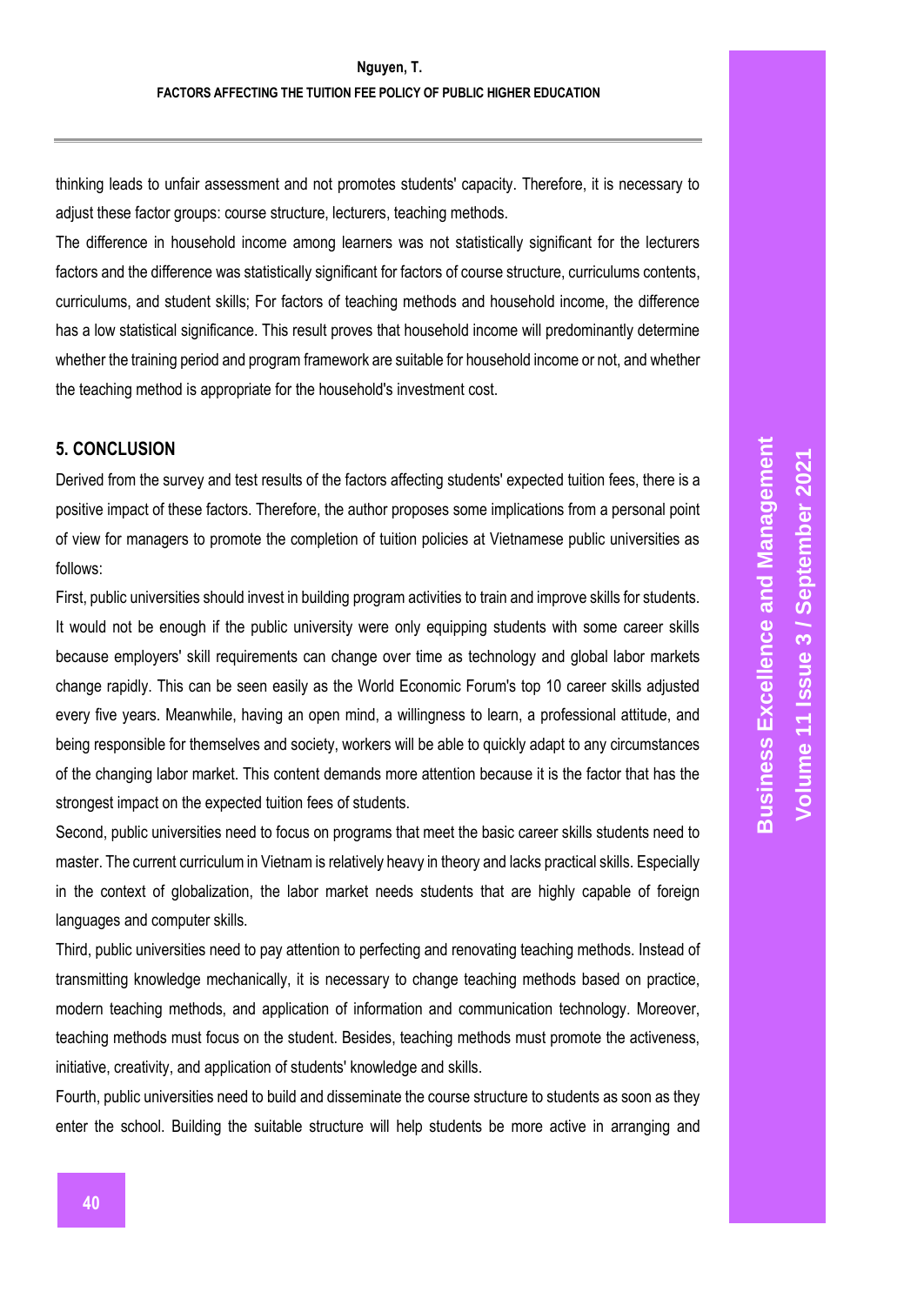thinking leads to unfair assessment and not promotes students' capacity. Therefore, it is necessary to adjust these factor groups: course structure, lecturers, teaching methods.

The difference in household income among learners was not statistically significant for the lecturers factors and the difference was statistically significant for factors of course structure, curriculums contents, curriculums, and student skills; For factors of teaching methods and household income, the difference has a low statistical significance. This result proves that household income will predominantly determine whether the training period and program framework are suitable for household income or not, and whether the teaching method is appropriate for the household's investment cost.

## 5. CONCLUSION

Derived from the survey and test results of the factors affecting students' expected tuition fees, there is a positive impact of these factors. Therefore, the author proposes some implications from a personal point of view for managers to promote the completion of tuition policies at Vietnamese public universities as follows:

First, public universities should invest in building program activities to train and improve skills for students. It would not be enough if the public university were only equipping students with some career skills because employers' skill requirements can change over time as technology and global labor markets change rapidly. This can be seen easily as the World Economic Forum's top 10 career skills adjusted every five years. Meanwhile, having an open mind, a willingness to learn, a professional attitude, and being responsible for themselves and society, workers will be able to quickly adapt to any circumstances of the changing labor market. This content demands more attention because it is the factor that has the strongest impact on the expected tuition fees of students.

Second, public universities need to focus on programs that meet the basic career skills students need to master. The current curriculum in Vietnam is relatively heavy in theory and lacks practical skills. Especially in the context of globalization, the labor market needs students that are highly capable of foreign languages and computer skills.

Third, public universities need to pay attention to perfecting and renovating teaching methods. Instead of transmitting knowledge mechanically, it is necessary to change teaching methods based on practice, modern teaching methods, and application of information and communication technology. Moreover, teaching methods must focus on the student. Besides, teaching methods must promote the activeness, initiative, creativity, and application of students' knowledge and skills.

Fourth, public universities need to build and disseminate the course structure to students as soon as they enter the school. Building the suitable structure will help students be more active in arranging and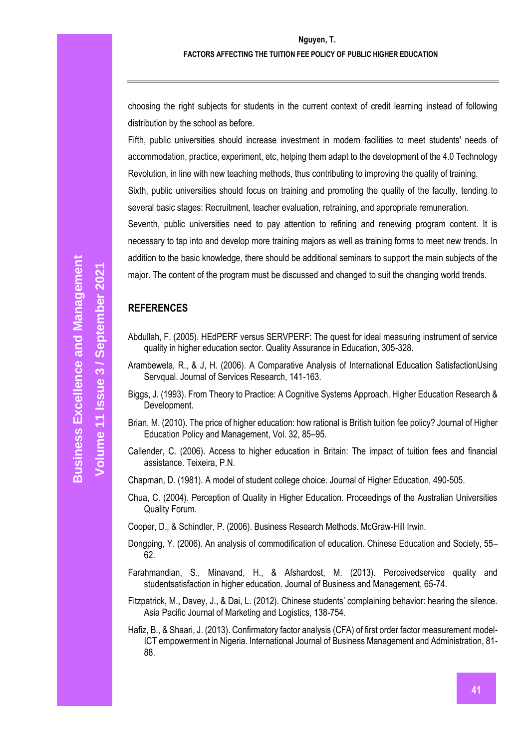choosing the right subjects for students in the current context of credit learning instead of following distribution by the school as before.

Fifth, public universities should increase investment in modern facilities to meet students' needs of accommodation, practice, experiment, etc, helping them adapt to the development of the 4.0 Technology Revolution, in line with new teaching methods, thus contributing to improving the quality of training.

Sixth, public universities should focus on training and promoting the quality of the faculty, tending to several basic stages: Recruitment, teacher evaluation, retraining, and appropriate remuneration.

Seventh, public universities need to pay attention to refining and renewing program content. It is necessary to tap into and develop more training majors as well as training forms to meet new trends. In addition to the basic knowledge, there should be additional seminars to support the main subjects of the major. The content of the program must be discussed and changed to suit the changing world trends.

## REFERENCES

Abdullah, F. (2005). HEdPERF versus SERVPERF: The quest for ideal measuring instrument of service quality in higher education sector. Quality Assurance in Education, 305-328.

Arambewela, R., & J, H. (2006). A Comparative Analysis of International Education SatisfactionUsing Servqual. Journal of Services Research, 141-163.

Biggs, J. (1993). From Theory to Practice: A Cognitive Systems Approach. Higher Education Research & Development.

Brian, M. (2010). The price of higher education: how rational is British tuition fee policy? Journal of Higher Education Policy and Management, Vol. 32, 85–95.

Callender, C. (2006). Access to higher education in Britain: The impact of tuition fees and financial assistance. Teixeira, P.N.

Chapman, D. (1981). A model of student college choice. Journal of Higher Education, 490-505.

Chua, C. (2004). Perception of Quality in Higher Education. Proceedings of the Australian Universities Quality Forum.

Cooper, D., & Schindler, P. (2006). Business Research Methods. McGraw-Hill Irwin.

Dongping, Y. (2006). An analysis of commodification of education. Chinese Education and Society, 55–62.

Farahmandian, S., Minavand, H., & Afshardost, M. (2013). Perceivedservice quality and studentsatisfaction in higher education. Journal of Business and Management, 65-74.

Fitzpatrick, M., Davey, J., & Dai, L. (2012). Chinese students' complaining behavior: hearing the silence. Asia Pacific Journal of Marketing and Logistics, 138-754.

Hafiz, B., & Shaari, J. (2013). Confirmatory factor analysis (CFA) of first order factor measurement model-ICT empowerment in Nigeria. International Journal of Business Management and Administration, 81-88.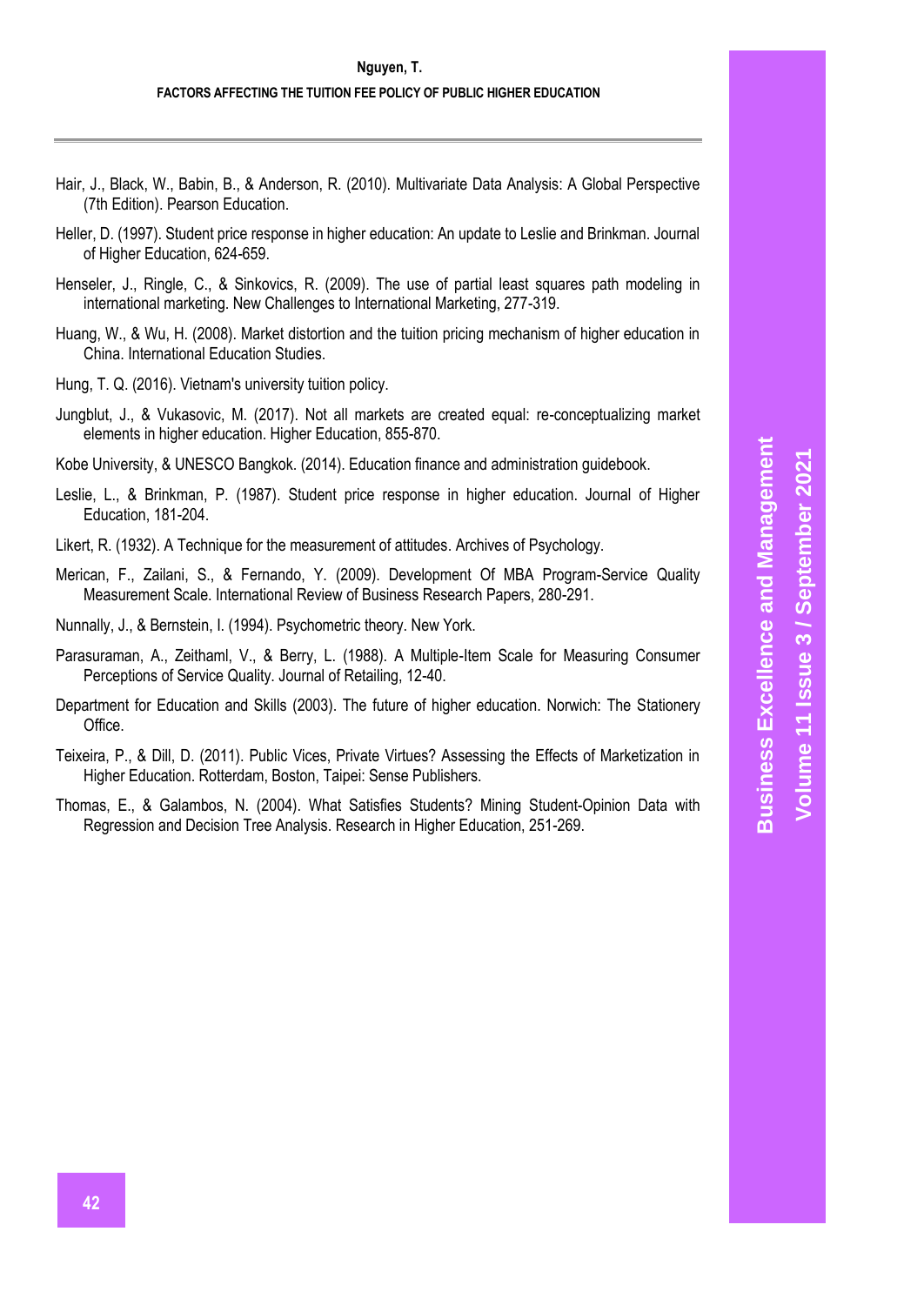Hair, J., Black, W., Babin, B., & Anderson, R. (2010). Multivariate Data Analysis: A Global Perspective (7th Edition). Pearson Education.

Heller, D. (1997). Student price response in higher education: An update to Leslie and Brinkman. Journal of Higher Education, 624-659.

Henseler, J., Ringle, C., & Sinkovics, R. (2009). The use of partial least squares path modeling in international marketing. New Challenges to International Marketing, 277-319.

Huang, W., & Wu, H. (2008). Market distortion and the tuition pricing mechanism of higher education in China. International Education Studies.

Hung, T. Q. (2016). Vietnam's university tuition policy.

Jungblut, J., & Vukasovic, M. (2017). Not all markets are created equal: re-conceptualizing market elements in higher education. Higher Education, 855-870.

Kobe University, & UNESCO Bangkok. (2014). Education finance and administration guidebook.

Leslie, L., & Brinkman, P. (1987). Student price response in higher education. Journal of Higher Education, 181-204.

Likert, R. (1932). A Technique for the measurement of attitudes. Archives of Psychology.

Merican, F., Zailani, S., & Fernando, Y. (2009). Development Of MBA Program-Service Quality Measurement Scale. International Review of Business Research Papers, 280-291.

Nunnally, J., & Bernstein, I. (1994). Psychometric theory. New York.

Parasuraman, A., Zeithaml, V., & Berry, L. (1988). A Multiple-Item Scale for Measuring Consumer Perceptions of Service Quality. Journal of Retailing, 12-40.

Department for Education and Skills (2003). The future of higher education. Norwich: The Stationery Office.

Teixeira, P., & Dill, D. (2011). Public Vices, Private Virtues? Assessing the Effects of Marketization in Higher Education. Rotterdam, Boston, Taipei: Sense Publishers.

Thomas, E., & Galambos, N. (2004). What Satisfies Students? Mining Student-Opinion Data with Regression and Decision Tree Analysis. Research in Higher Education, 251-269.